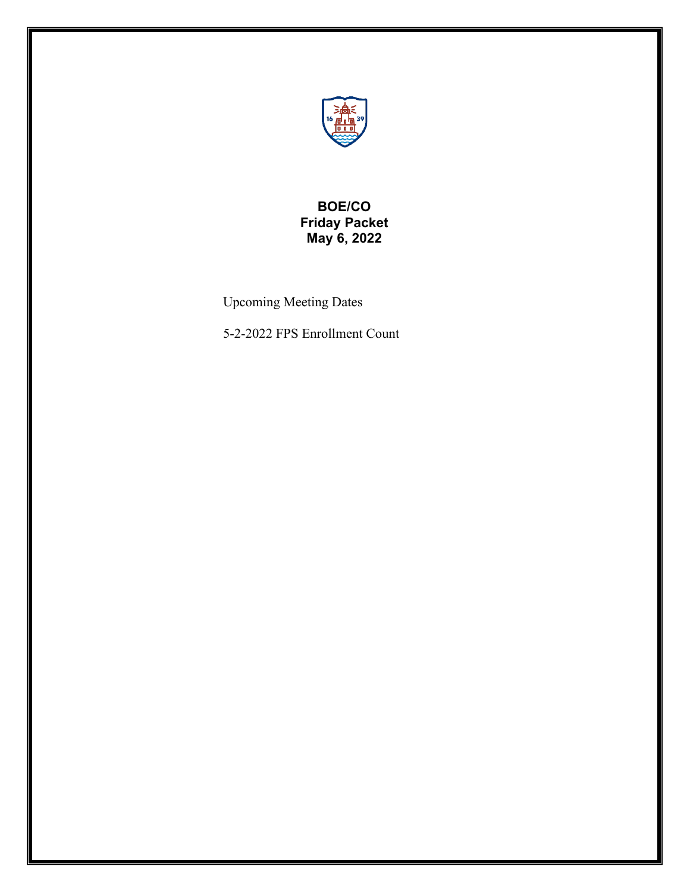# BOE/CO
## Friday Packet
## May 6, 2022

Upcoming Meeting Dates

5-2-2022 FPS Enrollment Count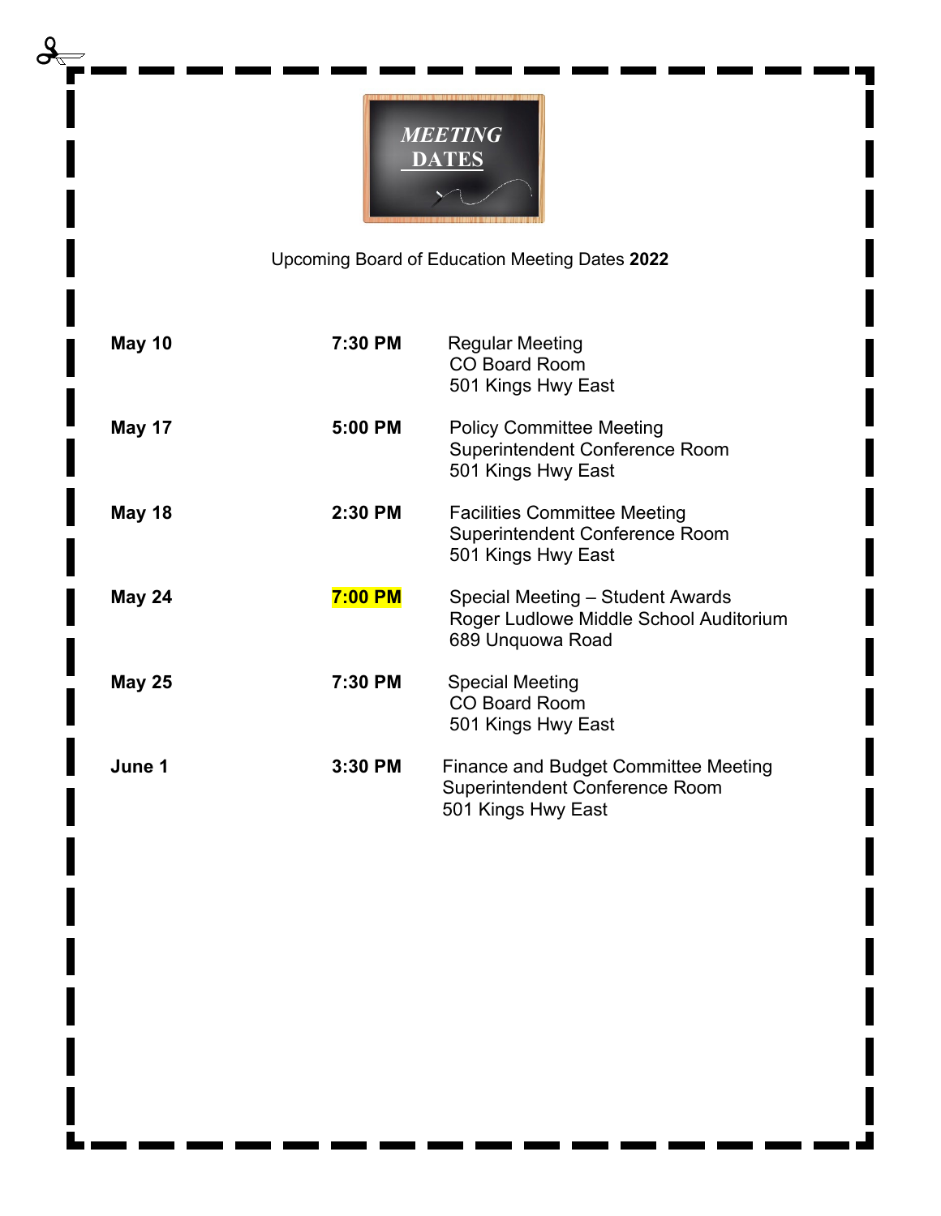# *MEETING DATES*

Upcoming Board of Education Meeting Dates **2022**

| | | |
|---|---|---|
| **May 10** | **7:30 PM** | Regular Meeting<br>CO Board Room<br>501 Kings Hwy East |
| **May 17** | **5:00 PM** | Policy Committee Meeting<br>Superintendent Conference Room<br>501 Kings Hwy East |
| **May 18** | **2:30 PM** | Facilities Committee Meeting<br>Superintendent Conference Room<br>501 Kings Hwy East |
| **May 24** | **7:00 PM** | Special Meeting – Student Awards<br>Roger Ludlowe Middle School Auditorium<br>689 Unquowa Road |
| **May 25** | **7:30 PM** | Special Meeting<br>CO Board Room<br>501 Kings Hwy East |
| **June 1** | **3:30 PM** | Finance and Budget Committee Meeting<br>Superintendent Conference Room<br>501 Kings Hwy East |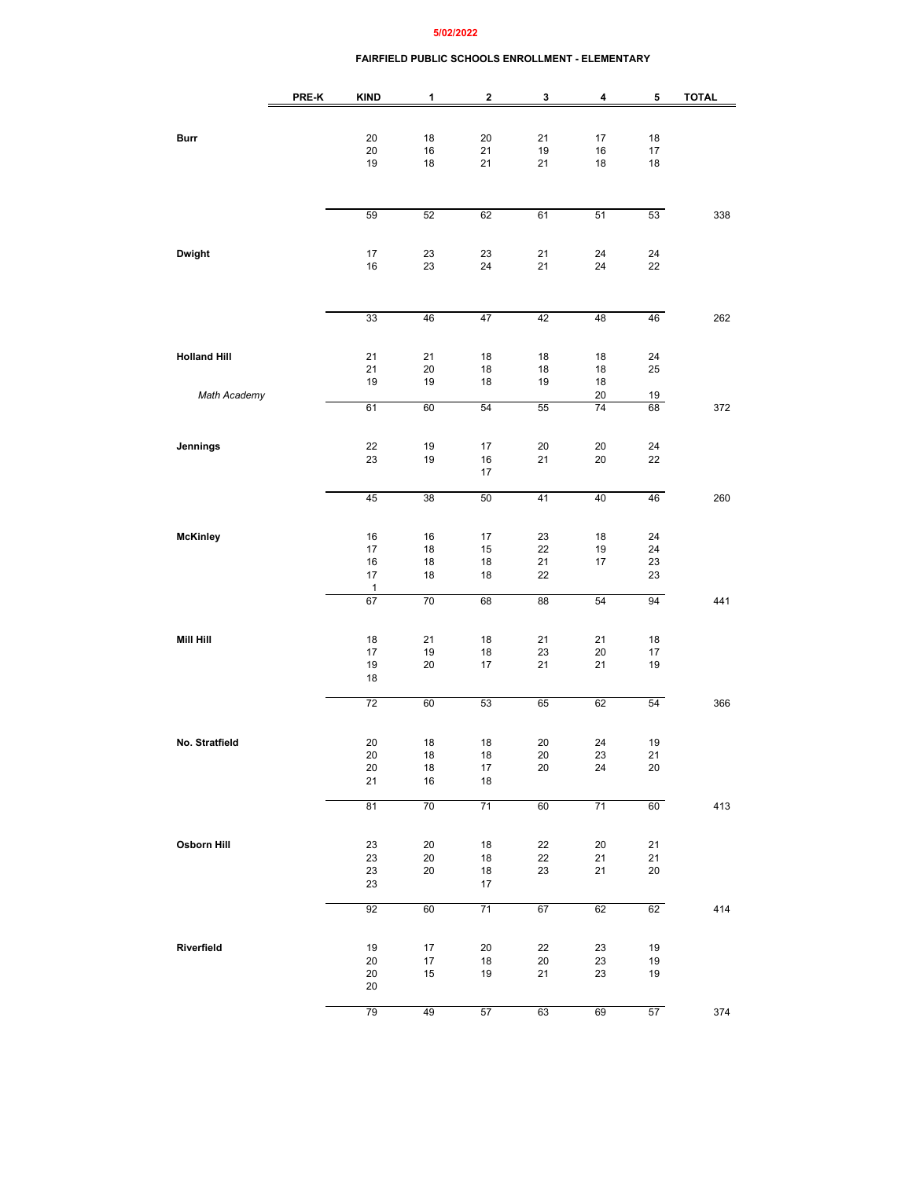5/02/2022

**FAIRFIELD PUBLIC SCHOOLS ENROLLMENT - ELEMENTARY**

| | PRE-K | KIND | 1 | 2 | 3 | 4 | 5 | TOTAL |
|---|---|---|---|---|---|---|---|---|
| **Burr** | | 20 | 18 | 20 | 21 | 17 | 18 | |
| | | 20 | 16 | 21 | 19 | 16 | 17 | |
| | | 19 | 18 | 21 | 21 | 18 | 18 | |
| | | 59 | 52 | 62 | 61 | 51 | 53 | 338 |
| **Dwight** | | 17 | 23 | 23 | 21 | 24 | 24 | |
| | | 16 | 23 | 24 | 21 | 24 | 22 | |
| | | 33 | 46 | 47 | 42 | 48 | 46 | 262 |
| **Holland Hill** | | 21 | 21 | 18 | 18 | 18 | 24 | |
| | | 21 | 20 | 18 | 18 | 18 | 25 | |
| | | 19 | 19 | 18 | 19 | 18 | | |
| *Math Academy* | | | | | | 20 | 19 | |
| | | 61 | 60 | 54 | 55 | 74 | 68 | 372 |
| **Jennings** | | 22 | 19 | 17 | 20 | 20 | 24 | |
| | | 23 | 19 | 16 | 21 | 20 | 22 | |
| | | | | 17 | | | | |
| | | 45 | 38 | 50 | 41 | 40 | 46 | 260 |
| **McKinley** | | 16 | 16 | 17 | 23 | 18 | 24 | |
| | | 17 | 18 | 15 | 22 | 19 | 24 | |
| | | 16 | 18 | 18 | 21 | 17 | 23 | |
| | | 17 | 18 | 18 | 22 | | 23 | |
| | | 1 | | | | | | |
| | | 67 | 70 | 68 | 88 | 54 | 94 | 441 |
| **Mill Hill** | | 18 | 21 | 18 | 21 | 21 | 18 | |
| | | 17 | 19 | 18 | 23 | 20 | 17 | |
| | | 19 | 20 | 17 | 21 | 21 | 19 | |
| | | 18 | | | | | | |
| | | 72 | 60 | 53 | 65 | 62 | 54 | 366 |
| **No. Stratfield** | | 20 | 18 | 18 | 20 | 24 | 19 | |
| | | 20 | 18 | 18 | 20 | 23 | 21 | |
| | | 20 | 18 | 17 | 20 | 24 | 20 | |
| | | 21 | 16 | 18 | | | | |
| | | 81 | 70 | 71 | 60 | 71 | 60 | 413 |
| **Osborn Hill** | | 23 | 20 | 18 | 22 | 20 | 21 | |
| | | 23 | 20 | 18 | 22 | 21 | 21 | |
| | | 23 | 20 | 18 | 23 | 21 | 20 | |
| | | 23 | | 17 | | | | |
| | | 92 | 60 | 71 | 67 | 62 | 62 | 414 |
| **Riverfield** | | 19 | 17 | 20 | 22 | 23 | 19 | |
| | | 20 | 17 | 18 | 20 | 23 | 19 | |
| | | 20 | 15 | 19 | 21 | 23 | 19 | |
| | | 20 | | | | | | |
| | | 79 | 49 | 57 | 63 | 69 | 57 | 374 |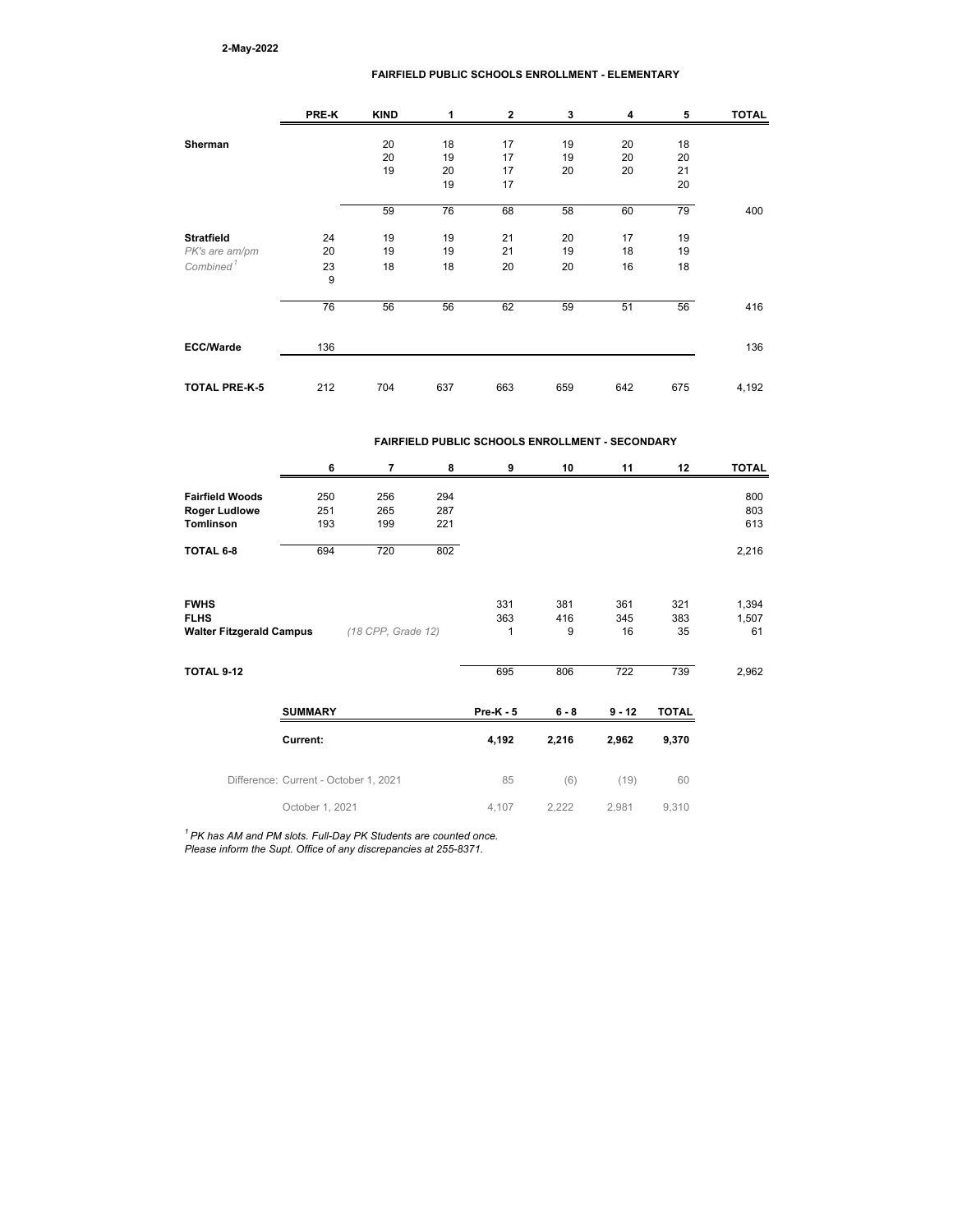2-May-2022

**FAIRFIELD PUBLIC SCHOOLS ENROLLMENT - ELEMENTARY**

| | PRE-K | KIND | 1 | 2 | 3 | 4 | 5 | TOTAL |
|---|---|---|---|---|---|---|---|---|
| **Sherman** | | 20 | 18 | 17 | 19 | 20 | 18 | |
| | | 20 | 19 | 17 | 19 | 20 | 20 | |
| | | 19 | 20 | 17 | 20 | 20 | 21 | |
| | | | 19 | 17 | | | 20 | |
| | | 59 | 76 | 68 | 58 | 60 | 79 | 400 |
| **Stratfield** | 24 | 19 | 19 | 21 | 20 | 17 | 19 | |
| *PK's are am/pm* | 20 | 19 | 19 | 21 | 19 | 18 | 19 | |
| *Combined*[1] | 23 | 18 | 18 | 20 | 20 | 16 | 18 | |
| | 9 | | | | | | | |
| | 76 | 56 | 56 | 62 | 59 | 51 | 56 | 416 |
| **ECC/Warde** | 136 | | | | | | | 136 |
| **TOTAL PRE-K-5** | 212 | 704 | 637 | 663 | 659 | 642 | 675 | 4,192 |

**FAIRFIELD PUBLIC SCHOOLS ENROLLMENT - SECONDARY**

| | 6 | 7 | 8 | 9 | 10 | 11 | 12 | TOTAL |
|---|---|---|---|---|---|---|---|---|
| **Fairfield Woods** | 250 | 256 | 294 | | | | | 800 |
| **Roger Ludlowe** | 251 | 265 | 287 | | | | | 803 |
| **Tomlinson** | 193 | 199 | 221 | | | | | 613 |
| **TOTAL 6-8** | 694 | 720 | 802 | | | | | 2,216 |
| **FWHS** | | | | 331 | 381 | 361 | 321 | 1,394 |
| **FLHS** | | | | 363 | 416 | 345 | 383 | 1,507 |
| **Walter Fitzgerald Campus** | | *(18 CPP, Grade 12)* | | 1 | 9 | 16 | 35 | 61 |
| **TOTAL 9-12** | | | | 695 | 806 | 722 | 739 | 2,962 |

| SUMMARY | Pre-K - 5 | 6 - 8 | 9 - 12 | TOTAL |
|---|---|---|---|---|
| **Current:** | **4,192** | **2,216** | **2,962** | **9,370** |
| Difference: Current - October 1, 2021 | 85 | (6) | (19) | 60 |
| October 1, 2021 | 4,107 | 2,222 | 2,981 | 9,310 |

*[1] PK has AM and PM slots. Full-Day PK Students are counted once.*
*Please inform the Supt. Office of any discrepancies at 255-8371.*